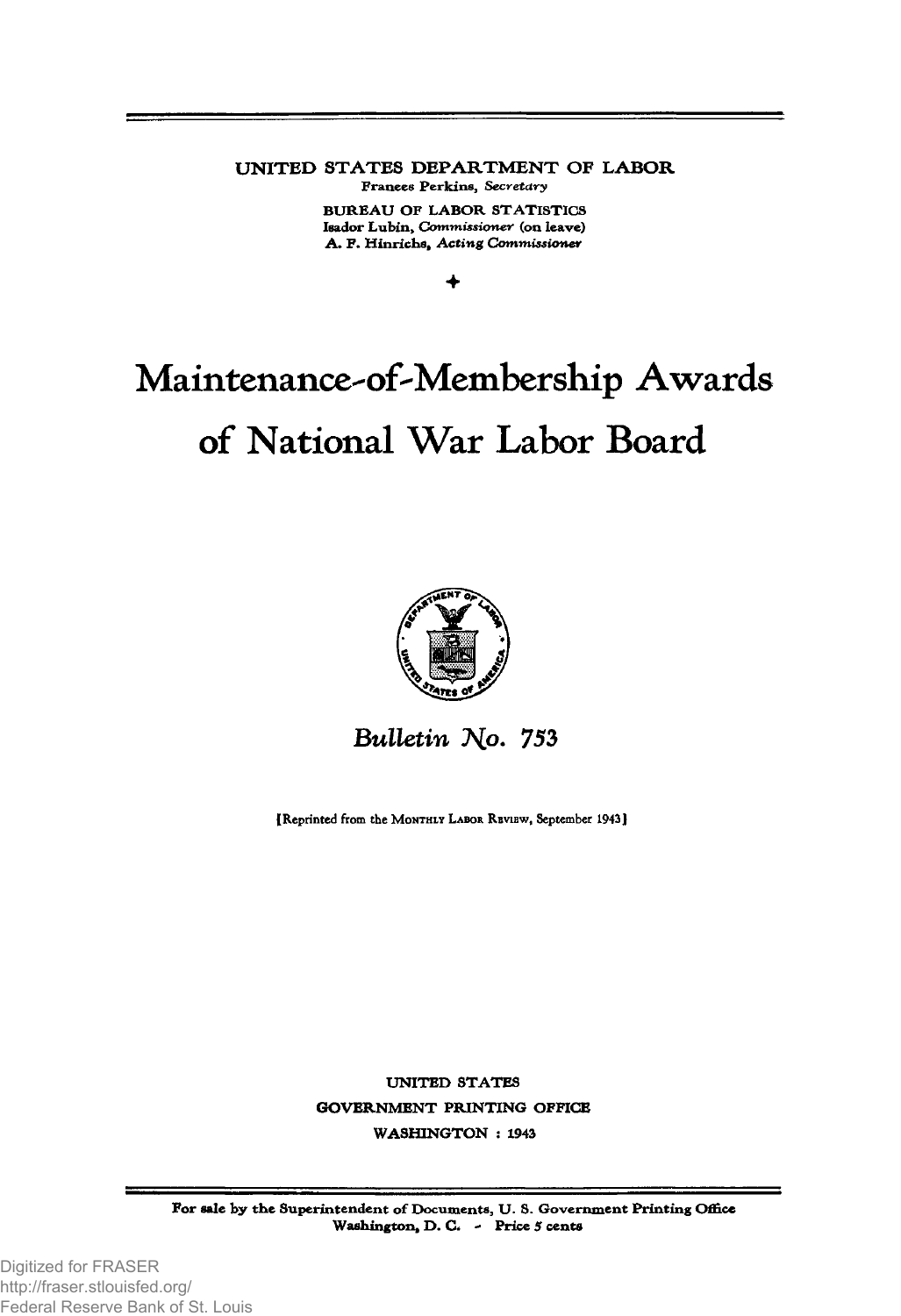UNITED STATES DEPARTMENT OF LABOR
Frances Perkins, *Secretary*

BUREAU OF LABOR STATISTICS
Isador Lubin, *Commissioner* (on leave)
A. F. Hinrichs, *Acting Commissioner*

+

# Maintenance-of-Membership Awards of National War Labor Board

*Bulletin No. 753*

[Reprinted from the MONTHLY LABOR REVIEW, September 1943]

UNITED STATES
GOVERNMENT PRINTING OFFICE
WASHINGTON : 1943

For sale by the Superintendent of Documents, U. S. Government Printing Office
Washington, D. C. - Price 5 cents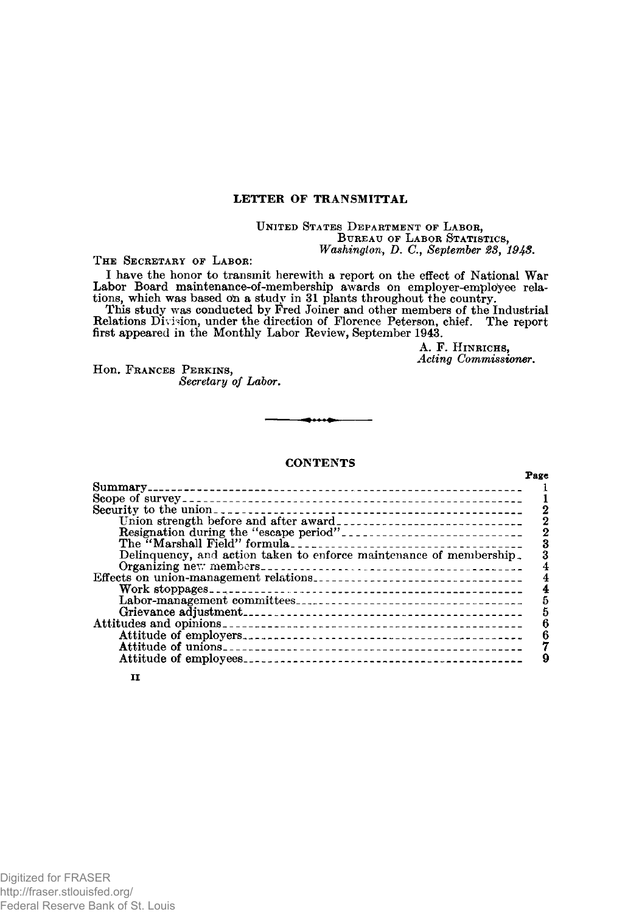## LETTER OF TRANSMITTAL

United States Department of Labor,
Bureau of Labor Statistics,
*Washington, D. C., September 23, 1943.*

The Secretary of Labor:

I have the honor to transmit herewith a report on the effect of National War Labor Board maintenance-of-membership awards on employer-employee relations, which was based on a study in 31 plants throughout the country.

This study was conducted by Fred Joiner and other members of the Industrial Relations Division, under the direction of Florence Peterson, chief. The report first appeared in the Monthly Labor Review, September 1943.

A. F. Hinrichs,
*Acting Commissioner.*

Hon. Frances Perkins,
*Secretary of Labor.*

---

## CONTENTS

| | Page |
|---|---|
| Summary | 1 |
| Scope of survey | 1 |
| Security to the union | 2 |
| Union strength before and after award | 2 |
| Resignation during the "escape period" | 2 |
| The "Marshall Field" formula | 3 |
| Delinquency, and action taken to enforce maintenance of membership | 3 |
| Organizing new members | 4 |
| Effects on union-management relations | 4 |
| Work stoppages | 4 |
| Labor-management committees | 5 |
| Grievance adjustment | 5 |
| Attitudes and opinions | 6 |
| Attitude of employers | 6 |
| Attitude of unions | 7 |
| Attitude of employees | 9 |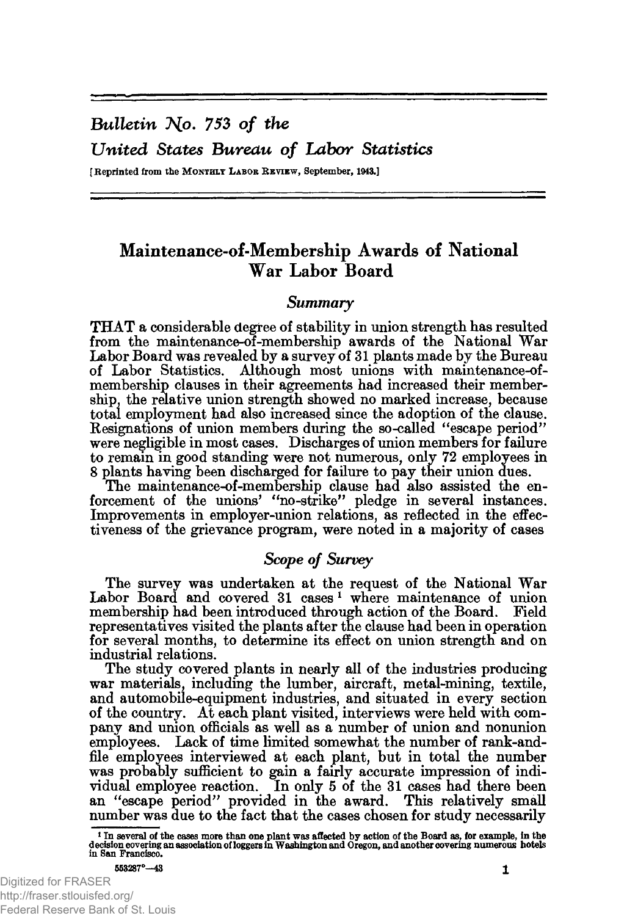*Bulletin No. 753 of the*

*United States Bureau of Labor Statistics*

[Reprinted from the Monthly Labor Review, September, 1943.]

# Maintenance-of-Membership Awards of National War Labor Board

## *Summary*

THAT a considerable degree of stability in union strength has resulted from the maintenance-of-membership awards of the National War Labor Board was revealed by a survey of 31 plants made by the Bureau of Labor Statistics. Although most unions with maintenance-of-membership clauses in their agreements had increased their membership, the relative union strength showed no marked increase, because total employment had also increased since the adoption of the clause. Resignations of union members during the so-called "escape period" were negligible in most cases. Discharges of union members for failure to remain in good standing were not numerous, only 72 employees in 8 plants having been discharged for failure to pay their union dues.

The maintenance-of-membership clause had also assisted the enforcement of the unions' "no-strike" pledge in several instances. Improvements in employer-union relations, as reflected in the effectiveness of the grievance program, were noted in a majority of cases

## *Scope of Survey*

The survey was undertaken at the request of the National War Labor Board and covered 31 cases [1] where maintenance of union membership had been introduced through action of the Board. Field representatives visited the plants after the clause had been in operation for several months, to determine its effect on union strength and on industrial relations.

The study covered plants in nearly all of the industries producing war materials, including the lumber, aircraft, metal-mining, textile, and automobile-equipment industries, and situated in every section of the country. At each plant visited, interviews were held with company and union officials as well as a number of union and nonunion employees. Lack of time limited somewhat the number of rank-and-file employees interviewed at each plant, but in total the number was probably sufficient to gain a fairly accurate impression of individual employee reaction. In only 5 of the 31 cases had there been an "escape period" provided in the award. This relatively small number was due to the fact that the cases chosen for study necessarily

[1] In several of the cases more than one plant was affected by action of the Board as, for example, in the decision covering an association of loggers in Washington and Oregon, and another covering numerous hotels in San Francisco.

553287°—43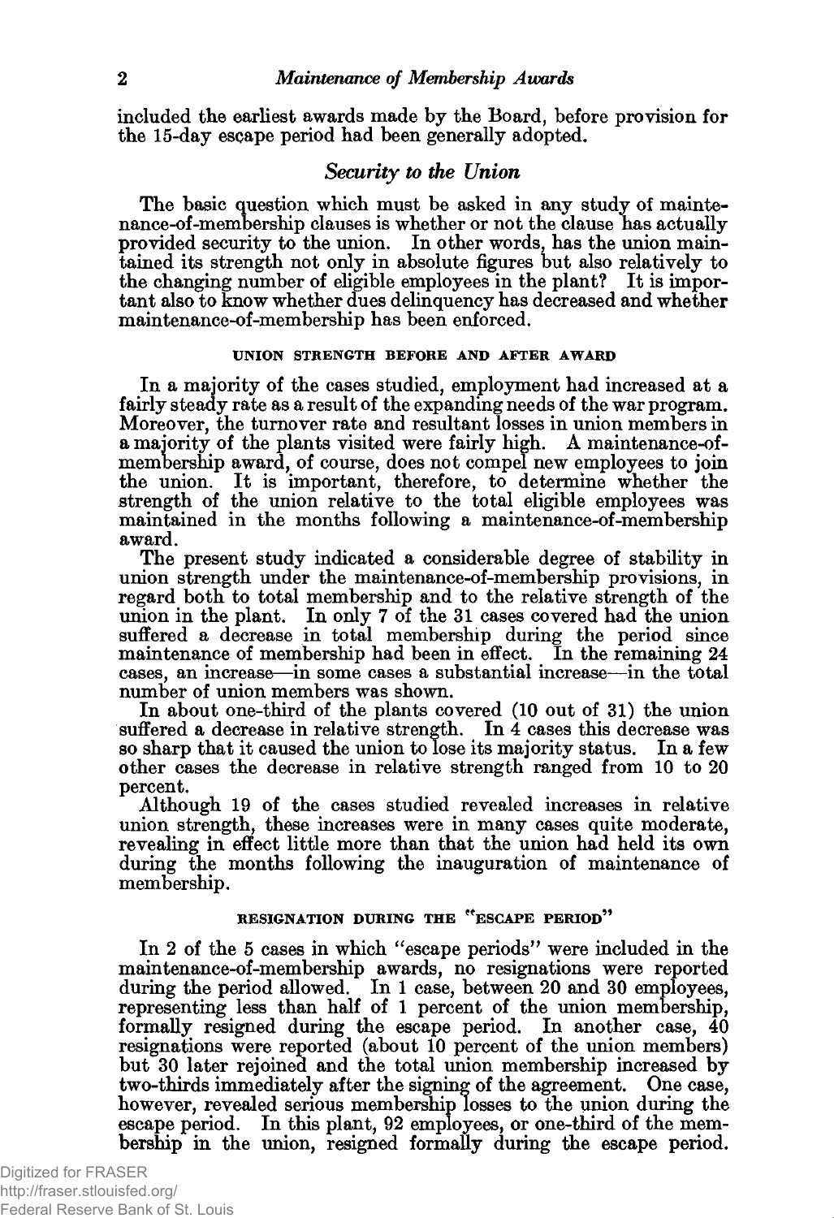included the earliest awards made by the Board, before provision for the 15-day escape period had been generally adopted.

## *Security to the Union*

The basic question which must be asked in any study of maintenance-of-membership clauses is whether or not the clause has actually provided security to the union. In other words, has the union maintained its strength not only in absolute figures but also relatively to the changing number of eligible employees in the plant? It is important also to know whether dues delinquency has decreased and whether maintenance-of-membership has been enforced.

### UNION STRENGTH BEFORE AND AFTER AWARD

In a majority of the cases studied, employment had increased at a fairly steady rate as a result of the expanding needs of the war program. Moreover, the turnover rate and resultant losses in union members in a majority of the plants visited were fairly high. A maintenance-of-membership award, of course, does not compel new employees to join the union. It is important, therefore, to determine whether the strength of the union relative to the total eligible employees was maintained in the months following a maintenance-of-membership award.

The present study indicated a considerable degree of stability in union strength under the maintenance-of-membership provisions, in regard both to total membership and to the relative strength of the union in the plant. In only 7 of the 31 cases covered had the union suffered a decrease in total membership during the period since maintenance of membership had been in effect. In the remaining 24 cases, an increase—in some cases a substantial increase—in the total number of union members was shown.

In about one-third of the plants covered (10 out of 31) the union suffered a decrease in relative strength. In 4 cases this decrease was so sharp that it caused the union to lose its majority status. In a few other cases the decrease in relative strength ranged from 10 to 20 percent.

Although 19 of the cases studied revealed increases in relative union strength, these increases were in many cases quite moderate, revealing in effect little more than that the union had held its own during the months following the inauguration of maintenance of membership.

### RESIGNATION DURING THE "ESCAPE PERIOD"

In 2 of the 5 cases in which "escape periods" were included in the maintenance-of-membership awards, no resignations were reported during the period allowed. In 1 case, between 20 and 30 employees, representing less than half of 1 percent of the union membership, formally resigned during the escape period. In another case, 40 resignations were reported (about 10 percent of the union members) but 30 later rejoined and the total union membership increased by two-thirds immediately after the signing of the agreement. One case, however, revealed serious membership losses to the union during the escape period. In this plant, 92 employees, or one-third of the membership in the union, resigned formally during the escape period.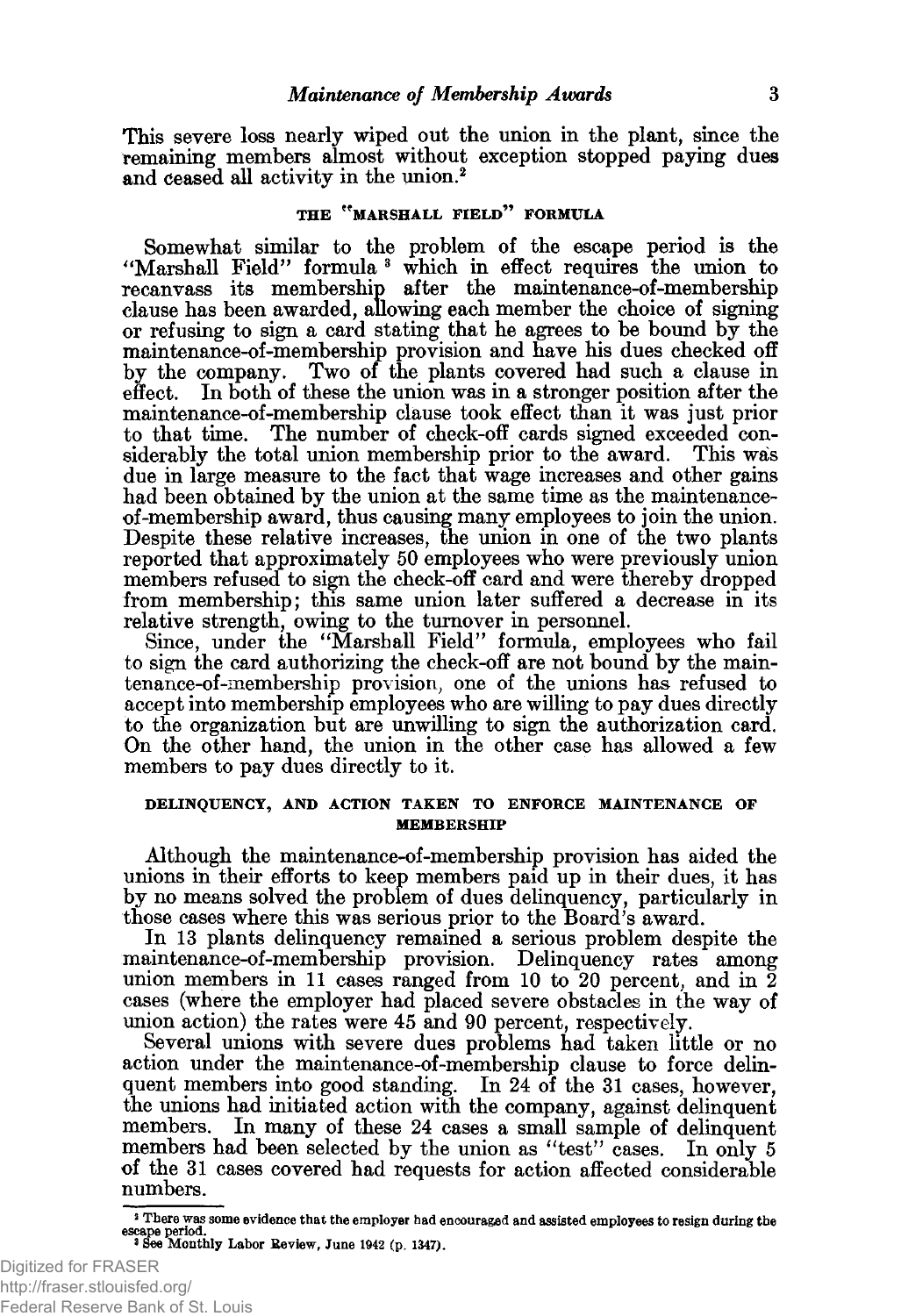This severe loss nearly wiped out the union in the plant, since the remaining members almost without exception stopped paying dues and ceased all activity in the union.[2]

## THE "MARSHALL FIELD" FORMULA

Somewhat similar to the problem of the escape period is the "Marshall Field" formula [3] which in effect requires the union to recanvass its membership after the maintenance-of-membership clause has been awarded, allowing each member the choice of signing or refusing to sign a card stating that he agrees to be bound by the maintenance-of-membership provision and have his dues checked off by the company. Two of the plants covered had such a clause in effect. In both of these the union was in a stronger position after the maintenance-of-membership clause took effect than it was just prior to that time. The number of check-off cards signed exceeded considerably the total union membership prior to the award. This was due in large measure to the fact that wage increases and other gains had been obtained by the union at the same time as the maintenance-of-membership award, thus causing many employees to join the union. Despite these relative increases, the union in one of the two plants reported that approximately 50 employees who were previously union members refused to sign the check-off card and were thereby dropped from membership; this same union later suffered a decrease in its relative strength, owing to the turnover in personnel.

Since, under the "Marshall Field" formula, employees who fail to sign the card authorizing the check-off are not bound by the maintenance-of-membership provision, one of the unions has refused to accept into membership employees who are willing to pay dues directly to the organization but are unwilling to sign the authorization card. On the other hand, the union in the other case has allowed a few members to pay dues directly to it.

## DELINQUENCY, AND ACTION TAKEN TO ENFORCE MAINTENANCE OF MEMBERSHIP

Although the maintenance-of-membership provision has aided the unions in their efforts to keep members paid up in their dues, it has by no means solved the problem of dues delinquency, particularly in those cases where this was serious prior to the Board's award.

In 13 plants delinquency remained a serious problem despite the maintenance-of-membership provision. Delinquency rates among union members in 11 cases ranged from 10 to 20 percent, and in 2 cases (where the employer had placed severe obstacles in the way of union action) the rates were 45 and 90 percent, respectively.

Several unions with severe dues problems had taken little or no action under the maintenance-of-membership clause to force delinquent members into good standing. In 24 of the 31 cases, however, the unions had initiated action with the company, against delinquent members. In many of these 24 cases a small sample of delinquent members had been selected by the union as "test" cases. In only 5 of the 31 cases covered had requests for action affected considerable numbers.

---

[2] There was some evidence that the employer had encouraged and assisted employees to resign during the escape period.

[3] See Monthly Labor Review, June 1942 (p. 1347).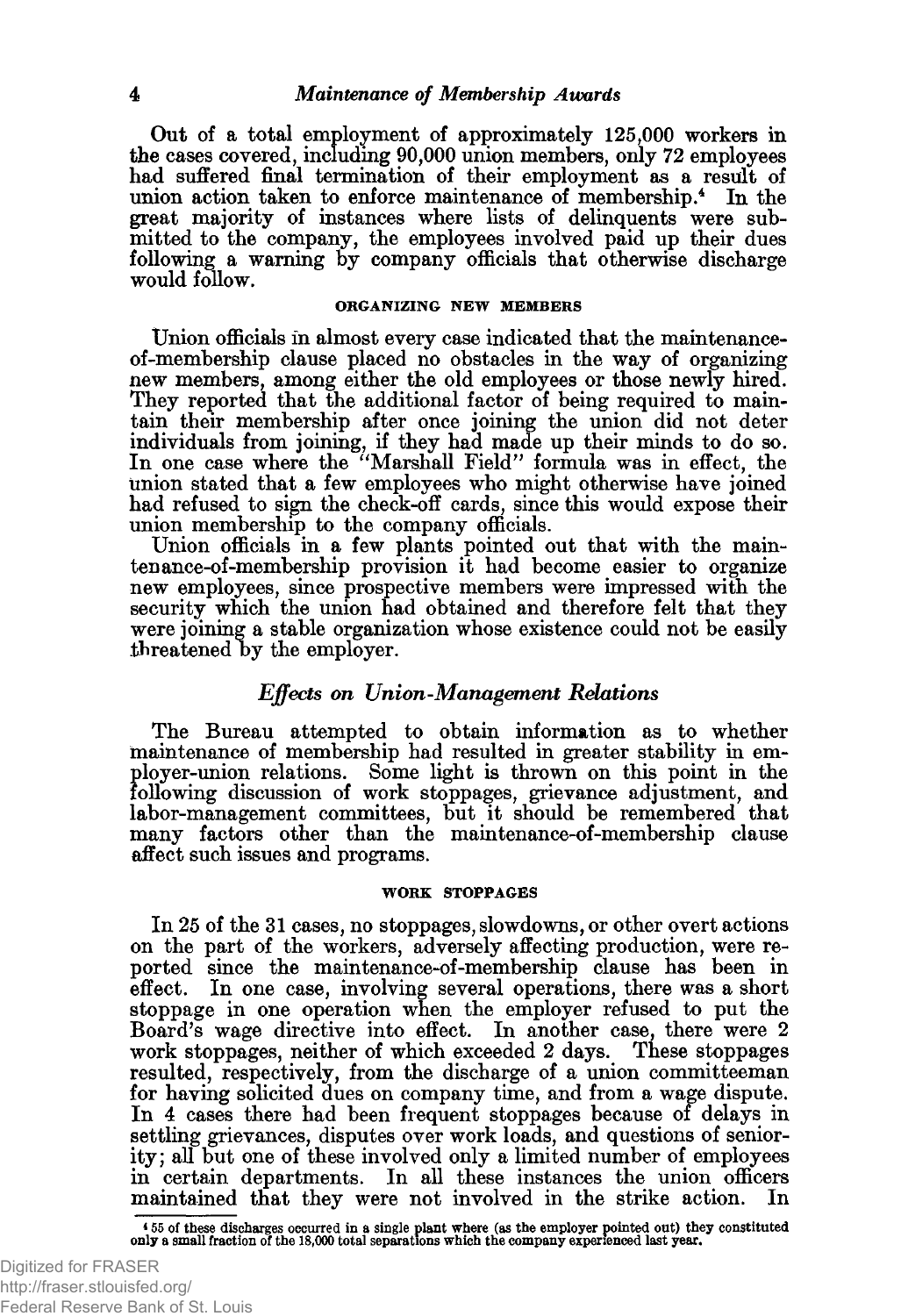Out of a total employment of approximately 125,000 workers in the cases covered, including 90,000 union members, only 72 employees had suffered final termination of their employment as a result of union action taken to enforce maintenance of membership.[4] In the great majority of instances where lists of delinquents were submitted to the company, the employees involved paid up their dues following a warning by company officials that otherwise discharge would follow.

#### ORGANIZING NEW MEMBERS

Union officials in almost every case indicated that the maintenance-of-membership clause placed no obstacles in the way of organizing new members, among either the old employees or those newly hired. They reported that the additional factor of being required to maintain their membership after once joining the union did not deter individuals from joining, if they had made up their minds to do so. In one case where the "Marshall Field" formula was in effect, the union stated that a few employees who might otherwise have joined had refused to sign the check-off cards, since this would expose their union membership to the company officials.

Union officials in a few plants pointed out that with the maintenance-of-membership provision it had become easier to organize new employees, since prospective members were impressed with the security which the union had obtained and therefore felt that they were joining a stable organization whose existence could not be easily threatened by the employer.

### *Effects on Union-Management Relations*

The Bureau attempted to obtain information as to whether maintenance of membership had resulted in greater stability in employer-union relations. Some light is thrown on this point in the following discussion of work stoppages, grievance adjustment, and labor-management committees, but it should be remembered that many factors other than the maintenance-of-membership clause affect such issues and programs.

#### WORK STOPPAGES

In 25 of the 31 cases, no stoppages, slowdowns, or other overt actions on the part of the workers, adversely affecting production, were reported since the maintenance-of-membership clause has been in effect. In one case, involving several operations, there was a short stoppage in one operation when the employer refused to put the Board's wage directive into effect. In another case, there were 2 work stoppages, neither of which exceeded 2 days. These stoppages resulted, respectively, from the discharge of a union committeeman for having solicited dues on company time, and from a wage dispute. In 4 cases there had been frequent stoppages because of delays in settling grievances, disputes over work loads, and questions of seniority; all but one of these involved only a limited number of employees in certain departments. In all these instances the union officers maintained that they were not involved in the strike action. In

[4] 55 of these discharges occurred in a single plant where (as the employer pointed out) they constituted only a small fraction of the 18,000 total separations which the company experienced last year.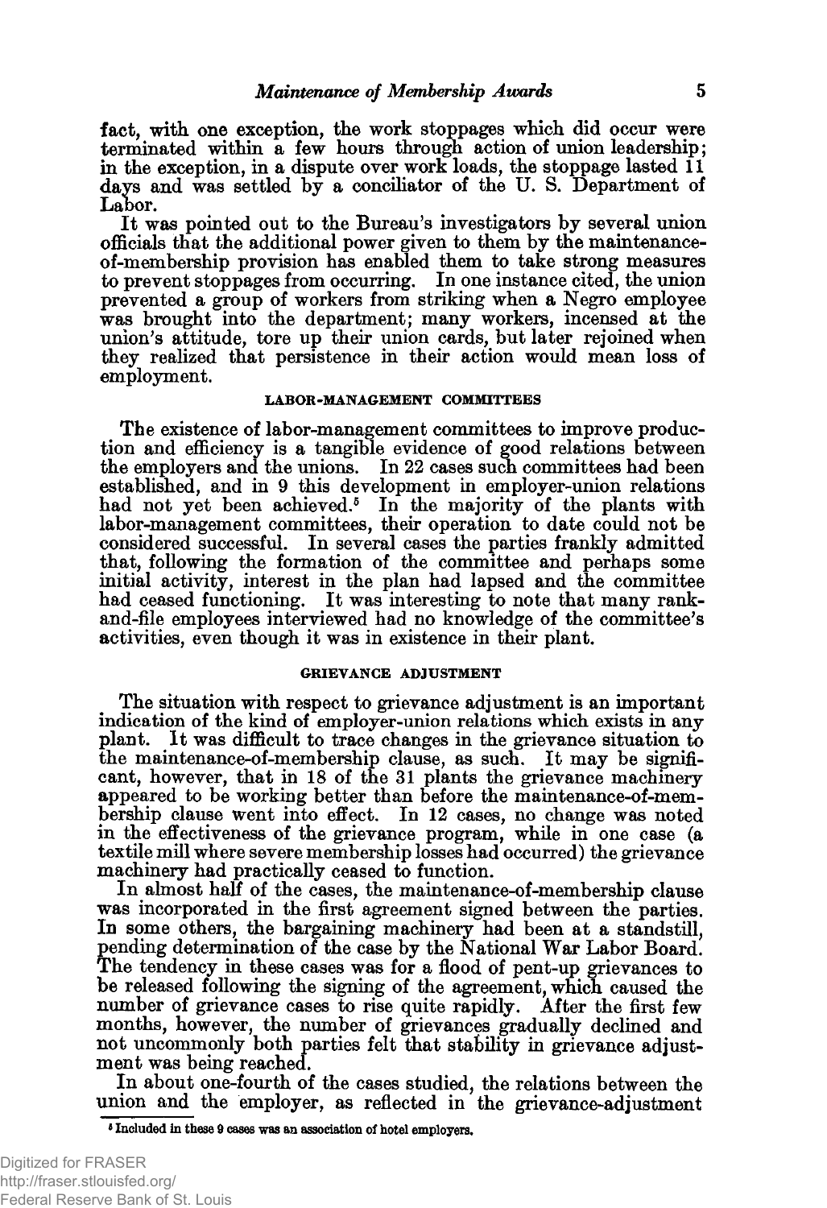fact, with one exception, the work stoppages which did occur were terminated within a few hours through action of union leadership; in the exception, in a dispute over work loads, the stoppage lasted 11 days and was settled by a conciliator of the U. S. Department of Labor.

It was pointed out to the Bureau's investigators by several union officials that the additional power given to them by the maintenance-of-membership provision has enabled them to take strong measures to prevent stoppages from occurring. In one instance cited, the union prevented a group of workers from striking when a Negro employee was brought into the department; many workers, incensed at the union's attitude, tore up their union cards, but later rejoined when they realized that persistence in their action would mean loss of employment.

### LABOR-MANAGEMENT COMMITTEES

The existence of labor-management committees to improve production and efficiency is a tangible evidence of good relations between the employers and the unions. In 22 cases such committees had been established, and in 9 this development in employer-union relations had not yet been achieved.[5] In the majority of the plants with labor-management committees, their operation to date could not be considered successful. In several cases the parties frankly admitted that, following the formation of the committee and perhaps some initial activity, interest in the plan had lapsed and the committee had ceased functioning. It was interesting to note that many rank-and-file employees interviewed had no knowledge of the committee's activities, even though it was in existence in their plant.

### GRIEVANCE ADJUSTMENT

The situation with respect to grievance adjustment is an important indication of the kind of employer-union relations which exists in any plant. It was difficult to trace changes in the grievance situation to the maintenance-of-membership clause, as such. It may be significant, however, that in 18 of the 31 plants the grievance machinery appeared to be working better than before the maintenance-of-membership clause went into effect. In 12 cases, no change was noted in the effectiveness of the grievance program, while in one case (a textile mill where severe membership losses had occurred) the grievance machinery had practically ceased to function.

In almost half of the cases, the maintenance-of-membership clause was incorporated in the first agreement signed between the parties. In some others, the bargaining machinery had been at a standstill, pending determination of the case by the National War Labor Board. The tendency in these cases was for a flood of pent-up grievances to be released following the signing of the agreement, which caused the number of grievance cases to rise quite rapidly. After the first few months, however, the number of grievances gradually declined and not uncommonly both parties felt that stability in grievance adjustment was being reached.

In about one-fourth of the cases studied, the relations between the union and the employer, as reflected in the grievance-adjustment

[5] Included in these 9 cases was an association of hotel employers.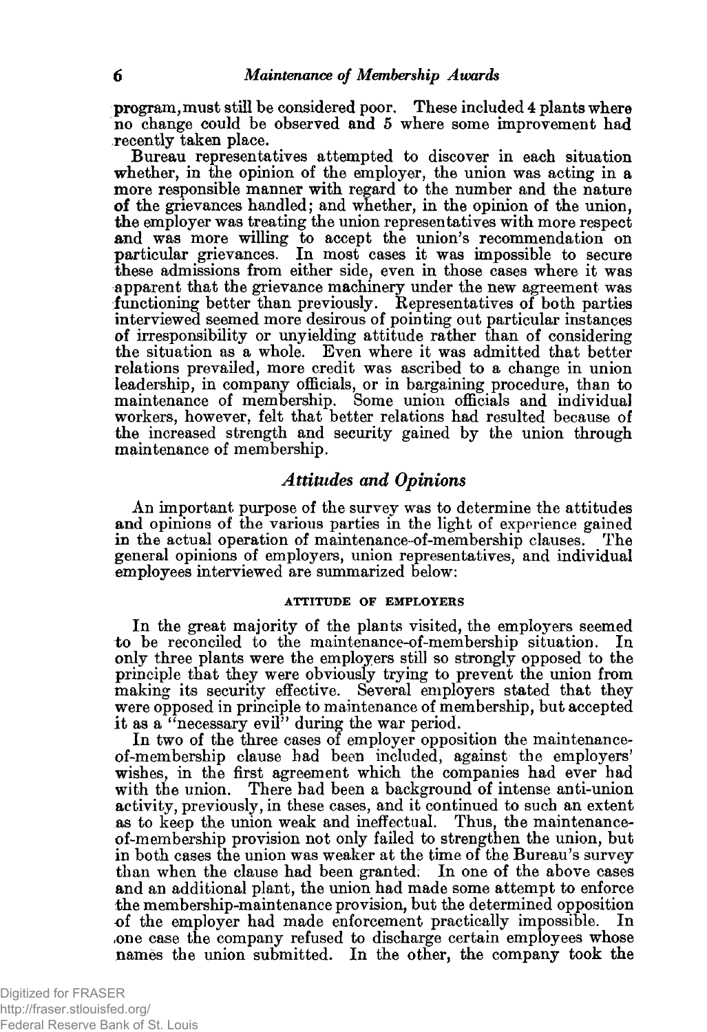program, must still be considered poor. These included 4 plants where no change could be observed and 5 where some improvement had recently taken place.

Bureau representatives attempted to discover in each situation whether, in the opinion of the employer, the union was acting in a more responsible manner with regard to the number and the nature of the grievances handled; and whether, in the opinion of the union, the employer was treating the union representatives with more respect and was more willing to accept the union's recommendation on particular grievances. In most cases it was impossible to secure these admissions from either side, even in those cases where it was apparent that the grievance machinery under the new agreement was functioning better than previously. Representatives of both parties interviewed seemed more desirous of pointing out particular instances of irresponsibility or unyielding attitude rather than of considering the situation as a whole. Even where it was admitted that better relations prevailed, more credit was ascribed to a change in union leadership, in company officials, or in bargaining procedure, than to maintenance of membership. Some union officials and individual workers, however, felt that better relations had resulted because of the increased strength and security gained by the union through maintenance of membership.

## *Attitudes and Opinions*

An important purpose of the survey was to determine the attitudes and opinions of the various parties in the light of experience gained in the actual operation of maintenance-of-membership clauses. The general opinions of employers, union representatives, and individual employees interviewed are summarized below:

### ATTITUDE OF EMPLOYERS

In the great majority of the plants visited, the employers seemed to be reconciled to the maintenance-of-membership situation. In only three plants were the employers still so strongly opposed to the principle that they were obviously trying to prevent the union from making its security effective. Several employers stated that they were opposed in principle to maintenance of membership, but accepted it as a "necessary evil" during the war period.

In two of the three cases of employer opposition the maintenance-of-membership clause had been included, against the employers' wishes, in the first agreement which the companies had ever had with the union. There had been a background of intense anti-union activity, previously, in these cases, and it continued to such an extent as to keep the union weak and ineffectual. Thus, the maintenance-of-membership provision not only failed to strengthen the union, but in both cases the union was weaker at the time of the Bureau's survey than when the clause had been granted. In one of the above cases and an additional plant, the union had made some attempt to enforce the membership-maintenance provision, but the determined opposition of the employer had made enforcement practically impossible. In one case the company refused to discharge certain employees whose names the union submitted. In the other, the company took the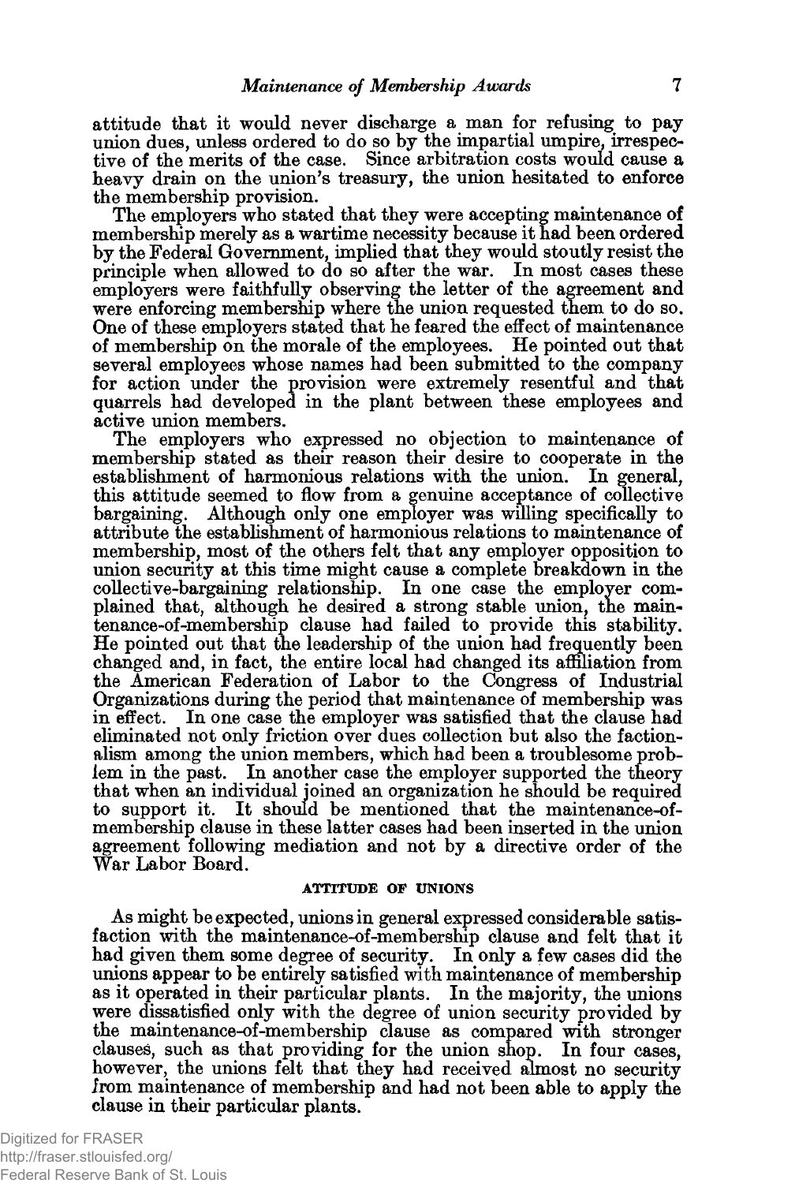attitude that it would never discharge a man for refusing to pay union dues, unless ordered to do so by the impartial umpire, irrespective of the merits of the case. Since arbitration costs would cause a heavy drain on the union's treasury, the union hesitated to enforce the membership provision.

The employers who stated that they were accepting maintenance of membership merely as a wartime necessity because it had been ordered by the Federal Government, implied that they would stoutly resist the principle when allowed to do so after the war. In most cases these employers were faithfully observing the letter of the agreement and were enforcing membership where the union requested them to do so. One of these employers stated that he feared the effect of maintenance of membership on the morale of the employees. He pointed out that several employees whose names had been submitted to the company for action under the provision were extremely resentful and that quarrels had developed in the plant between these employees and active union members.

The employers who expressed no objection to maintenance of membership stated as their reason their desire to cooperate in the establishment of harmonious relations with the union. In general, this attitude seemed to flow from a genuine acceptance of collective bargaining. Although only one employer was willing specifically to attribute the establishment of harmonious relations to maintenance of membership, most of the others felt that any employer opposition to union security at this time might cause a complete breakdown in the collective-bargaining relationship. In one case the employer complained that, although he desired a strong stable union, the maintenance-of-membership clause had failed to provide this stability. He pointed out that the leadership of the union had frequently been changed and, in fact, the entire local had changed its affiliation from the American Federation of Labor to the Congress of Industrial Organizations during the period that maintenance of membership was in effect. In one case the employer was satisfied that the clause had eliminated not only friction over dues collection but also the factionalism among the union members, which had been a troublesome problem in the past. In another case the employer supported the theory that when an individual joined an organization he should be required to support it. It should be mentioned that the maintenance-of-membership clause in these latter cases had been inserted in the union agreement following mediation and not by a directive order of the War Labor Board.

### ATTITUDE OF UNIONS

As might be expected, unions in general expressed considerable satisfaction with the maintenance-of-membership clause and felt that it had given them some degree of security. In only a few cases did the unions appear to be entirely satisfied with maintenance of membership as it operated in their particular plants. In the majority, the unions were dissatisfied only with the degree of union security provided by the maintenance-of-membership clause as compared with stronger clauses, such as that providing for the union shop. In four cases, however, the unions felt that they had received almost no security from maintenance of membership and had not been able to apply the clause in their particular plants.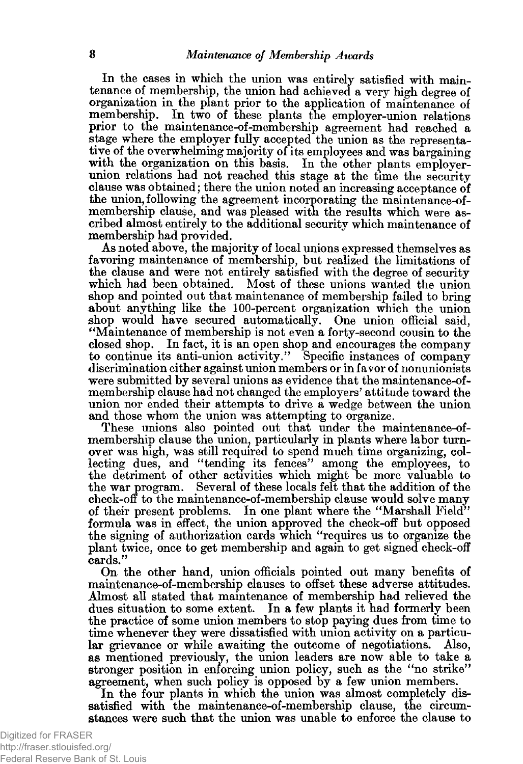In the cases in which the union was entirely satisfied with maintenance of membership, the union had achieved a very high degree of organization in the plant prior to the application of maintenance of membership. In two of these plants the employer-union relations prior to the maintenance-of-membership agreement had reached a stage where the employer fully accepted the union as the representative of the overwhelming majority of its employees and was bargaining with the organization on this basis. In the other plants employer-union relations had not reached this stage at the time the security clause was obtained; there the union noted an increasing acceptance of the union, following the agreement incorporating the maintenance-of-membership clause, and was pleased with the results which were ascribed almost entirely to the additional security which maintenance of membership had provided.

As noted above, the majority of local unions expressed themselves as favoring maintenance of membership, but realized the limitations of the clause and were not entirely satisfied with the degree of security which had been obtained. Most of these unions wanted the union shop and pointed out that maintenance of membership failed to bring about anything like the 100-percent organization which the union shop would have secured automatically. One union official said, "Maintenance of membership is not even a forty-second cousin to the closed shop. In fact, it is an open shop and encourages the company to continue its anti-union activity." Specific instances of company discrimination either against union members or in favor of nonunionists were submitted by several unions as evidence that the maintenance-of-membership clause had not changed the employers' attitude toward the union nor ended their attempts to drive a wedge between the union and those whom the union was attempting to organize.

These unions also pointed out that under the maintenance-of-membership clause the union, particularly in plants where labor turnover was high, was still required to spend much time organizing, collecting dues, and "tending its fences" among the employees, to the detriment of other activities which might be more valuable to the war program. Several of these locals felt that the addition of the check-off to the maintenance-of-membership clause would solve many of their present problems. In one plant where the "Marshall Field" formula was in effect, the union approved the check-off but opposed the signing of authorization cards which "requires us to organize the plant twice, once to get membership and again to get signed check-off cards."

On the other hand, union officials pointed out many benefits of maintenance-of-membership clauses to offset these adverse attitudes. Almost all stated that maintenance of membership had relieved the dues situation to some extent. In a few plants it had formerly been the practice of some union members to stop paying dues from time to time whenever they were dissatisfied with union activity on a particular grievance or while awaiting the outcome of negotiations. Also, as mentioned previously, the union leaders are now able to take a stronger position in enforcing union policy, such as the "no strike" agreement, when such policy is opposed by a few union members.

In the four plants in which the union was almost completely dissatisfied with the maintenance-of-membership clause, the circumstances were such that the union was unable to enforce the clause to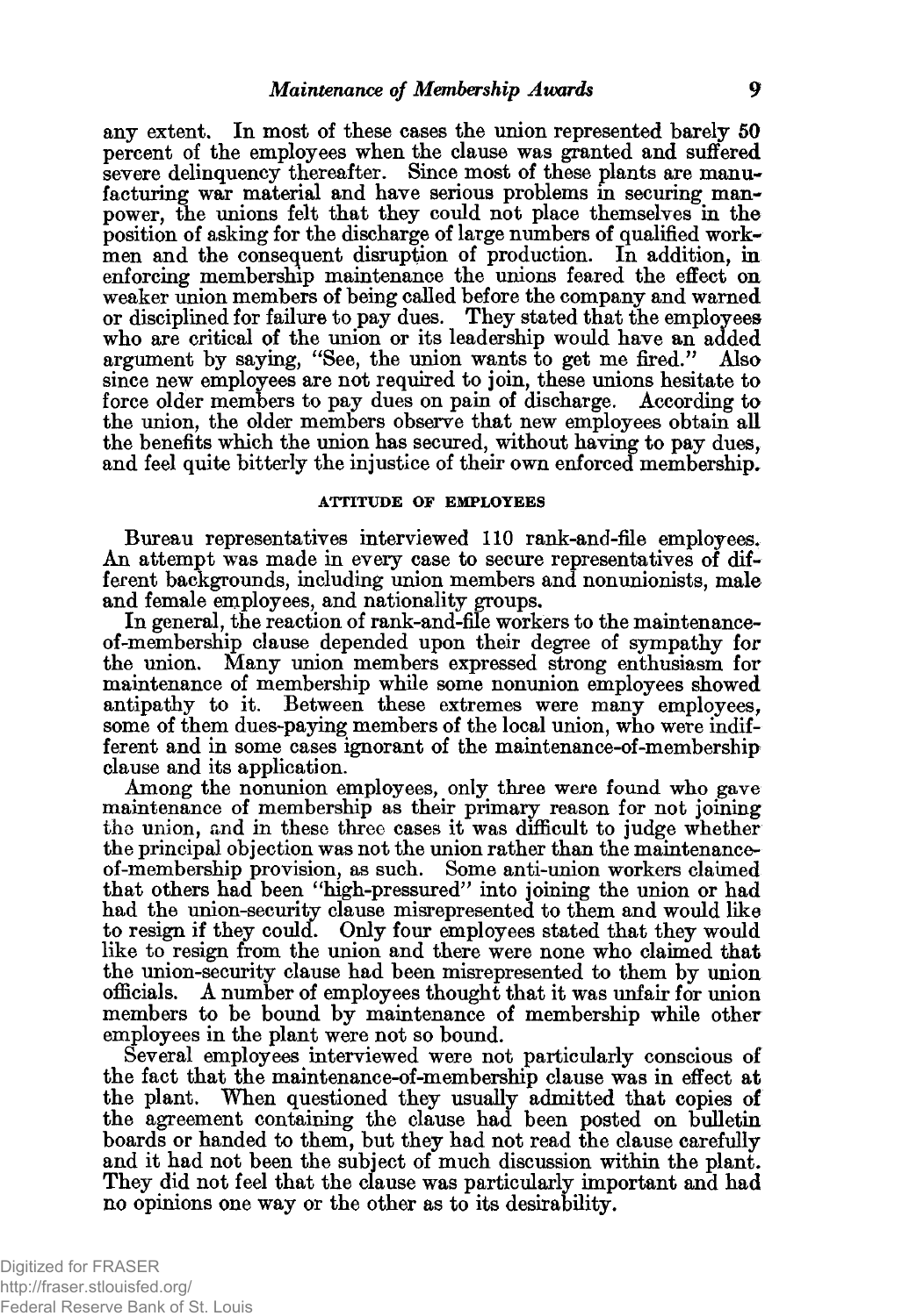any extent. In most of these cases the union represented barely 50 percent of the employees when the clause was granted and suffered severe delinquency thereafter. Since most of these plants are manufacturing war material and have serious problems in securing manpower, the unions felt that they could not place themselves in the position of asking for the discharge of large numbers of qualified workmen and the consequent disruption of production. In addition, in enforcing membership maintenance the unions feared the effect on weaker union members of being called before the company and warned or disciplined for failure to pay dues. They stated that the employees who are critical of the union or its leadership would have an added argument by saying, "See, the union wants to get me fired." Also since new employees are not required to join, these unions hesitate to force older members to pay dues on pain of discharge. According to the union, the older members observe that new employees obtain all the benefits which the union has secured, without having to pay dues, and feel quite bitterly the injustice of their own enforced membership.

#### ATTITUDE OF EMPLOYEES

Bureau representatives interviewed 110 rank-and-file employees. An attempt was made in every case to secure representatives of different backgrounds, including union members and nonunionists, male and female employees, and nationality groups.

In general, the reaction of rank-and-file workers to the maintenance-of-membership clause depended upon their degree of sympathy for the union. Many union members expressed strong enthusiasm for maintenance of membership while some nonunion employees showed antipathy to it. Between these extremes were many employees, some of them dues-paying members of the local union, who were indifferent and in some cases ignorant of the maintenance-of-membership clause and its application.

Among the nonunion employees, only three were found who gave maintenance of membership as their primary reason for not joining the union, and in these three cases it was difficult to judge whether the principal objection was not the union rather than the maintenance-of-membership provision, as such. Some anti-union workers claimed that others had been "high-pressured" into joining the union or had had the union-security clause misrepresented to them and would like to resign if they could. Only four employees stated that they would like to resign from the union and there were none who claimed that the union-security clause had been misrepresented to them by union officials. A number of employees thought that it was unfair for union members to be bound by maintenance of membership while other employees in the plant were not so bound.

Several employees interviewed were not particularly conscious of the fact that the maintenance-of-membership clause was in effect at the plant. When questioned they usually admitted that copies of the agreement containing the clause had been posted on bulletin boards or handed to them, but they had not read the clause carefully and it had not been the subject of much discussion within the plant. They did not feel that the clause was particularly important and had no opinions one way or the other as to its desirability.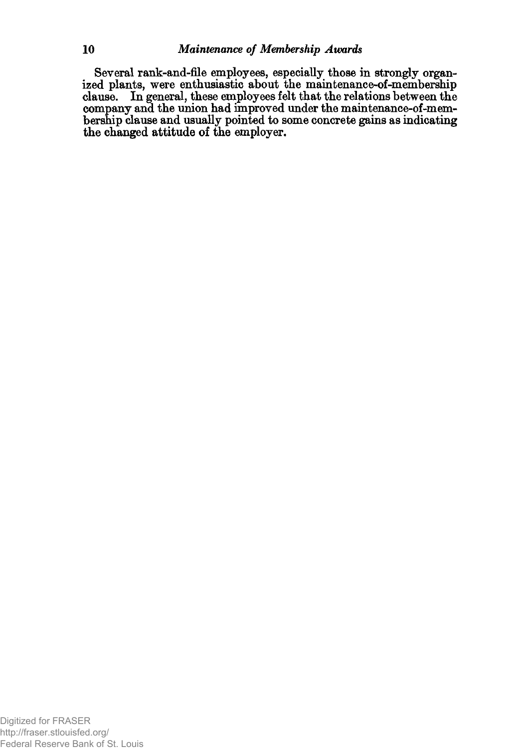Several rank-and-file employees, especially those in strongly organized plants, were enthusiastic about the maintenance-of-membership clause. In general, these employees felt that the relations between the company and the union had improved under the maintenance-of-membership clause and usually pointed to some concrete gains as indicating the changed attitude of the employer.